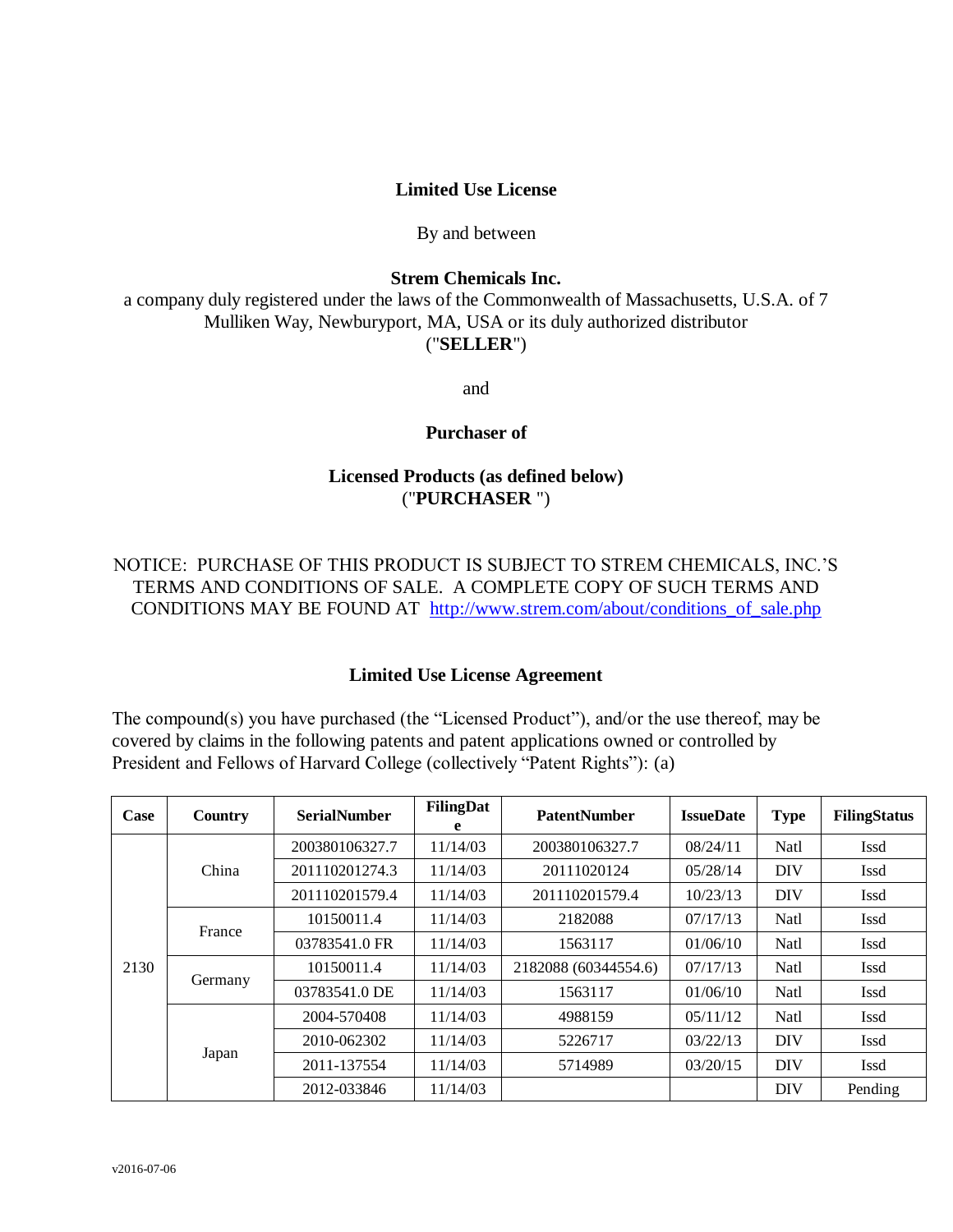**Limited Use License**

By and between

**Strem Chemicals Inc.**

a company duly registered under the laws of the Commonwealth of Massachusetts, U.S.A. of 7 Mulliken Way, Newburyport, MA, USA or its duly authorized distributor ("**SELLER**")

and

**Purchaser of**

**Licensed Products (as defined below)** ("**PURCHASER** ")

NOTICE: PURCHASE OF THIS PRODUCT IS SUBJECT TO STREM CHEMICALS, INC.'S TERMS AND CONDITIONS OF SALE. A COMPLETE COPY OF SUCH TERMS AND CONDITIONS MAY BE FOUND AT http://www.strem.com/about/conditions_of_sale.php

**Limited Use License Agreement**

The compound(s) you have purchased (the "Licensed Product"), and/or the use thereof, may be covered by claims in the following patents and patent applications owned or controlled by President and Fellows of Harvard College (collectively "Patent Rights"): (a)

| Case | Country | SerialNumber | FilingDate | PatentNumber | IssueDate | Type | FilingStatus |
|---|---|---|---|---|---|---|---|
| 2130 | China | 200380106327.7 | 11/14/03 | 200380106327.7 | 08/24/11 | Natl | Issd |
| | | 201110201274.3 | 11/14/03 | 20111020124 | 05/28/14 | DIV | Issd |
| | | 201110201579.4 | 11/14/03 | 201110201579.4 | 10/23/13 | DIV | Issd |
| | France | 10150011.4 | 11/14/03 | 2182088 | 07/17/13 | Natl | Issd |
| | | 03783541.0 FR | 11/14/03 | 1563117 | 01/06/10 | Natl | Issd |
| | Germany | 10150011.4 | 11/14/03 | 2182088 (60344554.6) | 07/17/13 | Natl | Issd |
| | | 03783541.0 DE | 11/14/03 | 1563117 | 01/06/10 | Natl | Issd |
| | Japan | 2004-570408 | 11/14/03 | 4988159 | 05/11/12 | Natl | Issd |
| | | 2010-062302 | 11/14/03 | 5226717 | 03/22/13 | DIV | Issd |
| | | 2011-137554 | 11/14/03 | 5714989 | 03/20/15 | DIV | Issd |
| | | 2012-033846 | 11/14/03 | | | DIV | Pending |

v2016-07-06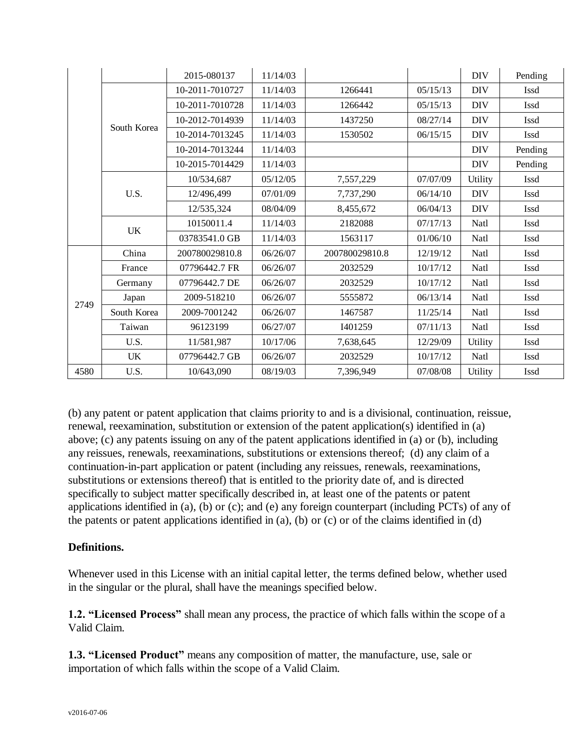| | | 2015-080137 | 11/14/03 | | | DIV | Pending |
|---|---|---|---|---|---|---|---|
| | South Korea | 10-2011-7010727 | 11/14/03 | 1266441 | 05/15/13 | DIV | Issd |
| | | 10-2011-7010728 | 11/14/03 | 1266442 | 05/15/13 | DIV | Issd |
| | | 10-2012-7014939 | 11/14/03 | 1437250 | 08/27/14 | DIV | Issd |
| | | 10-2014-7013245 | 11/14/03 | 1530502 | 06/15/15 | DIV | Issd |
| | | 10-2014-7013244 | 11/14/03 | | | DIV | Pending |
| | | 10-2015-7014429 | 11/14/03 | | | DIV | Pending |
| | U.S. | 10/534,687 | 05/12/05 | 7,557,229 | 07/07/09 | Utility | Issd |
| | | 12/496,499 | 07/01/09 | 7,737,290 | 06/14/10 | DIV | Issd |
| | | 12/535,324 | 08/04/09 | 8,455,672 | 06/04/13 | DIV | Issd |
| | UK | 10150011.4 | 11/14/03 | 2182088 | 07/17/13 | Natl | Issd |
| | | 03783541.0 GB | 11/14/03 | 1563117 | 01/06/10 | Natl | Issd |
| 2749 | China | 200780029810.8 | 06/26/07 | 200780029810.8 | 12/19/12 | Natl | Issd |
| | France | 07796442.7 FR | 06/26/07 | 2032529 | 10/17/12 | Natl | Issd |
| | Germany | 07796442.7 DE | 06/26/07 | 2032529 | 10/17/12 | Natl | Issd |
| | Japan | 2009-518210 | 06/26/07 | 5555872 | 06/13/14 | Natl | Issd |
| | South Korea | 2009-7001242 | 06/26/07 | 1467587 | 11/25/14 | Natl | Issd |
| | Taiwan | 96123199 | 06/27/07 | I401259 | 07/11/13 | Natl | Issd |
| | U.S. | 11/581,987 | 10/17/06 | 7,638,645 | 12/29/09 | Utility | Issd |
| | UK | 07796442.7 GB | 06/26/07 | 2032529 | 10/17/12 | Natl | Issd |
| 4580 | U.S. | 10/643,090 | 08/19/03 | 7,396,949 | 07/08/08 | Utility | Issd |

(b) any patent or patent application that claims priority to and is a divisional, continuation, reissue, renewal, reexamination, substitution or extension of the patent application(s) identified in (a) above; (c) any patents issuing on any of the patent applications identified in (a) or (b), including any reissues, renewals, reexaminations, substitutions or extensions thereof; (d) any claim of a continuation-in-part application or patent (including any reissues, renewals, reexaminations, substitutions or extensions thereof) that is entitled to the priority date of, and is directed specifically to subject matter specifically described in, at least one of the patents or patent applications identified in (a), (b) or (c); and (e) any foreign counterpart (including PCTs) of any of the patents or patent applications identified in (a), (b) or (c) or of the claims identified in (d)

**Definitions.**

Whenever used in this License with an initial capital letter, the terms defined below, whether used in the singular or the plural, shall have the meanings specified below.

**1.2. "Licensed Process"** shall mean any process, the practice of which falls within the scope of a Valid Claim.

**1.3. "Licensed Product"** means any composition of matter, the manufacture, use, sale or importation of which falls within the scope of a Valid Claim.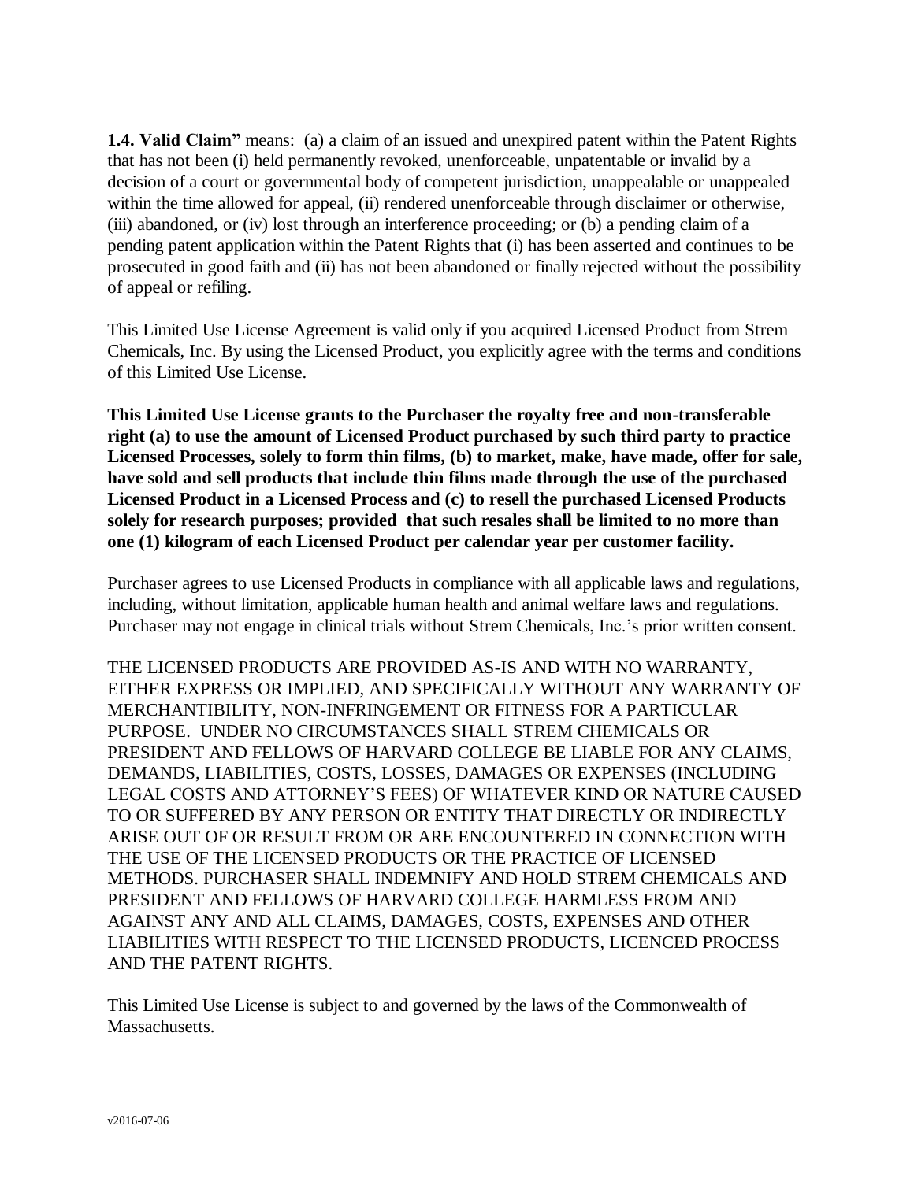**1.4. Valid Claim"** means: (a) a claim of an issued and unexpired patent within the Patent Rights that has not been (i) held permanently revoked, unenforceable, unpatentable or invalid by a decision of a court or governmental body of competent jurisdiction, unappealable or unappealed within the time allowed for appeal, (ii) rendered unenforceable through disclaimer or otherwise, (iii) abandoned, or (iv) lost through an interference proceeding; or (b) a pending claim of a pending patent application within the Patent Rights that (i) has been asserted and continues to be prosecuted in good faith and (ii) has not been abandoned or finally rejected without the possibility of appeal or refiling.

This Limited Use License Agreement is valid only if you acquired Licensed Product from Strem Chemicals, Inc. By using the Licensed Product, you explicitly agree with the terms and conditions of this Limited Use License.

**This Limited Use License grants to the Purchaser the royalty free and non-transferable right (a) to use the amount of Licensed Product purchased by such third party to practice Licensed Processes, solely to form thin films, (b) to market, make, have made, offer for sale, have sold and sell products that include thin films made through the use of the purchased Licensed Product in a Licensed Process and (c) to resell the purchased Licensed Products solely for research purposes; provided that such resales shall be limited to no more than one (1) kilogram of each Licensed Product per calendar year per customer facility.**

Purchaser agrees to use Licensed Products in compliance with all applicable laws and regulations, including, without limitation, applicable human health and animal welfare laws and regulations. Purchaser may not engage in clinical trials without Strem Chemicals, Inc.'s prior written consent.

THE LICENSED PRODUCTS ARE PROVIDED AS-IS AND WITH NO WARRANTY, EITHER EXPRESS OR IMPLIED, AND SPECIFICALLY WITHOUT ANY WARRANTY OF MERCHANTIBILITY, NON-INFRINGEMENT OR FITNESS FOR A PARTICULAR PURPOSE. UNDER NO CIRCUMSTANCES SHALL STREM CHEMICALS OR PRESIDENT AND FELLOWS OF HARVARD COLLEGE BE LIABLE FOR ANY CLAIMS, DEMANDS, LIABILITIES, COSTS, LOSSES, DAMAGES OR EXPENSES (INCLUDING LEGAL COSTS AND ATTORNEY'S FEES) OF WHATEVER KIND OR NATURE CAUSED TO OR SUFFERED BY ANY PERSON OR ENTITY THAT DIRECTLY OR INDIRECTLY ARISE OUT OF OR RESULT FROM OR ARE ENCOUNTERED IN CONNECTION WITH THE USE OF THE LICENSED PRODUCTS OR THE PRACTICE OF LICENSED METHODS. PURCHASER SHALL INDEMNIFY AND HOLD STREM CHEMICALS AND PRESIDENT AND FELLOWS OF HARVARD COLLEGE HARMLESS FROM AND AGAINST ANY AND ALL CLAIMS, DAMAGES, COSTS, EXPENSES AND OTHER LIABILITIES WITH RESPECT TO THE LICENSED PRODUCTS, LICENCED PROCESS AND THE PATENT RIGHTS.

This Limited Use License is subject to and governed by the laws of the Commonwealth of Massachusetts.

v2016-07-06